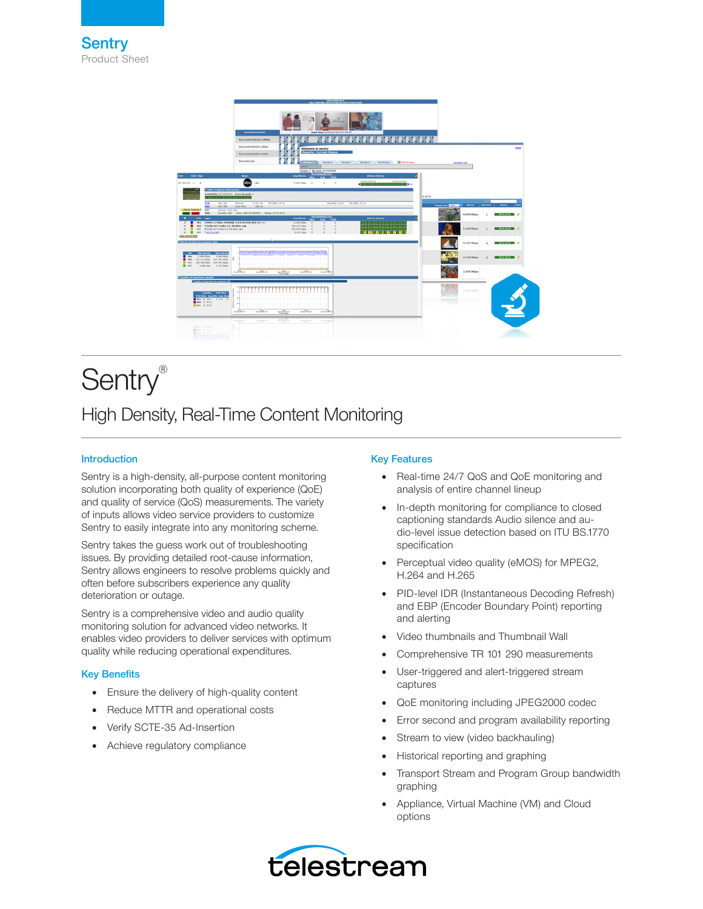Sentry
Product Sheet

# Sentry®

## High Density, Real-Time Content Monitoring

### Introduction

Sentry is a high-density, all-purpose content monitoring solution incorporating both quality of experience (QoE) and quality of service (QoS) measurements. The variety of inputs allows video service providers to customize Sentry to easily integrate into any monitoring scheme.

Sentry takes the guess work out of troubleshooting issues. By providing detailed root-cause information, Sentry allows engineers to resolve problems quickly and often before subscribers experience any quality deterioration or outage.

Sentry is a comprehensive video and audio quality monitoring solution for advanced video networks. It enables video providers to deliver services with optimum quality while reducing operational expenditures.

### Key Benefits

- Ensure the delivery of high-quality content
- Reduce MTTR and operational costs
- Verify SCTE-35 Ad-Insertion
- Achieve regulatory compliance

### Key Features

- Real-time 24/7 QoS and QoE monitoring and analysis of entire channel lineup
- In-depth monitoring for compliance to closed captioning standards Audio silence and audio-level issue detection based on ITU BS.1770 specification
- Perceptual video quality (eMOS) for MPEG2, H.264 and H.265
- PID-level IDR (Instantaneous Decoding Refresh) and EBP (Encoder Boundary Point) reporting and alerting
- Video thumbnails and Thumbnail Wall
- Comprehensive TR 101 290 measurements
- User-triggered and alert-triggered stream captures
- QoE monitoring including JPEG2000 codec
- Error second and program availability reporting
- Stream to view (video backhauling)
- Historical reporting and graphing
- Transport Stream and Program Group bandwidth graphing
- Appliance, Virtual Machine (VM) and Cloud options

telestream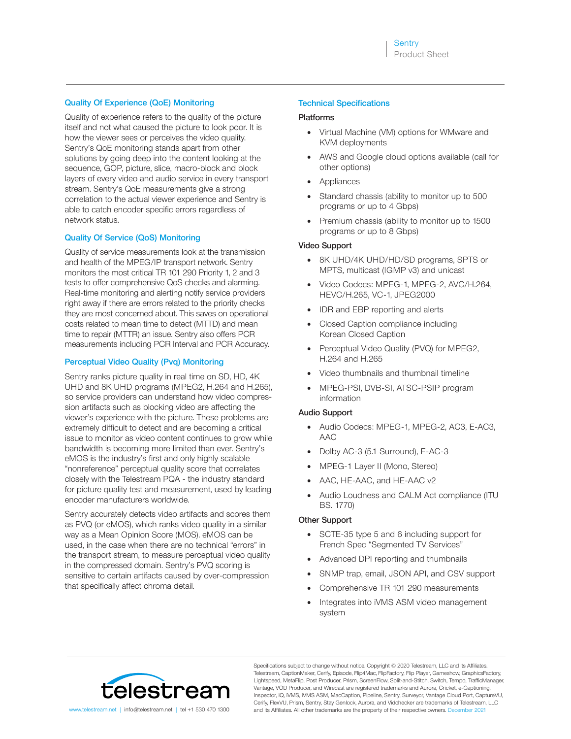## Quality Of Experience (QoE) Monitoring

Quality of experience refers to the quality of the picture itself and not what caused the picture to look poor. It is how the viewer sees or perceives the video quality. Sentry's QoE monitoring stands apart from other solutions by going deep into the content looking at the sequence, GOP, picture, slice, macro-block and block layers of every video and audio service in every transport stream. Sentry's QoE measurements give a strong correlation to the actual viewer experience and Sentry is able to catch encoder specific errors regardless of network status.

## Quality Of Service (QoS) Monitoring

Quality of service measurements look at the transmission and health of the MPEG/IP transport network. Sentry monitors the most critical TR 101 290 Priority 1, 2 and 3 tests to offer comprehensive QoS checks and alarming. Real-time monitoring and alerting notify service providers right away if there are errors related to the priority checks they are most concerned about. This saves on operational costs related to mean time to detect (MTTD) and mean time to repair (MTTR) an issue. Sentry also offers PCR measurements including PCR Interval and PCR Accuracy.

## Perceptual Video Quality (Pvq) Monitoring

Sentry ranks picture quality in real time on SD, HD, 4K UHD and 8K UHD programs (MPEG2, H.264 and H.265), so service providers can understand how video compression artifacts such as blocking video are affecting the viewer's experience with the picture. These problems are extremely difficult to detect and are becoming a critical issue to monitor as video content continues to grow while bandwidth is becoming more limited than ever. Sentry's eMOS is the industry's first and only highly scalable "nonreference" perceptual quality score that correlates closely with the Telestream PQA - the industry standard for picture quality test and measurement, used by leading encoder manufacturers worldwide.

Sentry accurately detects video artifacts and scores them as PVQ (or eMOS), which ranks video quality in a similar way as a Mean Opinion Score (MOS). eMOS can be used, in the case when there are no technical "errors" in the transport stream, to measure perceptual video quality in the compressed domain. Sentry's PVQ scoring is sensitive to certain artifacts caused by over-compression that specifically affect chroma detail.

## Technical Specifications

### Platforms

- Virtual Machine (VM) options for WMware and KVM deployments
- AWS and Google cloud options available (call for other options)
- Appliances
- Standard chassis (ability to monitor up to 500 programs or up to 4 Gbps)
- Premium chassis (ability to monitor up to 1500 programs or up to 8 Gbps)

### Video Support

- 8K UHD/4K UHD/HD/SD programs, SPTS or MPTS, multicast (IGMP v3) and unicast
- Video Codecs: MPEG-1, MPEG-2, AVC/H.264, HEVC/H.265, VC-1, JPEG2000
- IDR and EBP reporting and alerts
- Closed Caption compliance including Korean Closed Caption
- Perceptual Video Quality (PVQ) for MPEG2, H.264 and H.265
- Video thumbnails and thumbnail timeline
- MPEG-PSI, DVB-SI, ATSC-PSIP program information

### Audio Support

- Audio Codecs: MPEG-1, MPEG-2, AC3, E-AC3, AAC
- Dolby AC-3 (5.1 Surround), E-AC-3
- MPEG-1 Layer II (Mono, Stereo)
- AAC, HE-AAC, and HE-AAC v2
- Audio Loudness and CALM Act compliance (ITU BS. 1770)

### Other Support

- SCTE-35 type 5 and 6 including support for French Spec "Segmented TV Services"
- Advanced DPI reporting and thumbnails
- SNMP trap, email, JSON API, and CSV support
- Comprehensive TR 101 290 measurements
- Integrates into iVMS ASM video management system

telestream

www.telestream.net | info@telestream.net | tel +1 530 470 1300

Specifications subject to change without notice. Copyright © 2020 Telestream, LLC and its Affiliates. Telestream, CaptionMaker, Cerify, Episode, Flip4Mac, FlipFactory, Flip Player, Gameshow, GraphicsFactory, Lightspeed, MetaFlip, Post Producer, Prism, ScreenFlow, Split-and-Stitch, Switch, Tempo, TrafficManager, Vantage, VOD Producer, and Wirecast are registered trademarks and Aurora, Cricket, e-Captioning, Inspector, iQ, iVMS, iVMS ASM, MacCaption, Pipeline, Sentry, Surveyor, Vantage Cloud Port, CaptureVU, Cerify, FlexVU, Prism, Sentry, Stay Genlock, Aurora, and Vidchecker are trademarks of Telestream, LLC and its Affiliates. All other trademarks are the property of their respective owners. December 2021